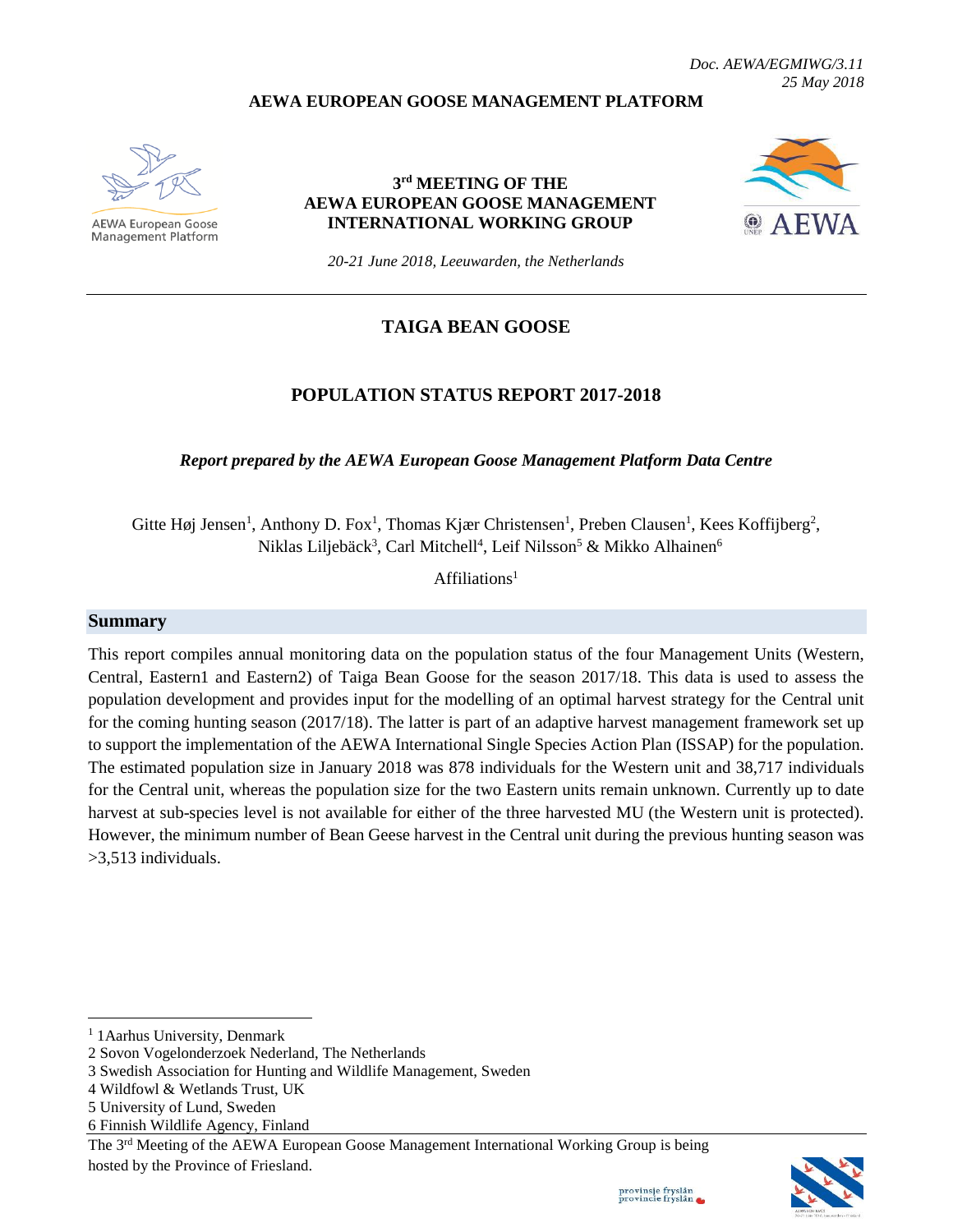*Doc. AEWA/EGMIWG/3.11*
*25 May 2018*

**AEWA EUROPEAN GOOSE MANAGEMENT PLATFORM**

AEWA European Goose Management Platform

**3rd MEETING OF THE AEWA EUROPEAN GOOSE MANAGEMENT INTERNATIONAL WORKING GROUP**

AEWA

*20-21 June 2018, Leeuwarden, the Netherlands*

---

# TAIGA BEAN GOOSE

# POPULATION STATUS REPORT 2017-2018

***Report prepared by the AEWA European Goose Management Platform Data Centre***

Gitte Høj Jensen[1], Anthony D. Fox[1], Thomas Kjær Christensen[1], Preben Clausen[1], Kees Koffijberg[2], Niklas Liljebäck[3], Carl Mitchell[4], Leif Nilsson[5] & Mikko Alhainen[6]

Affiliations[1]

## Summary

This report compiles annual monitoring data on the population status of the four Management Units (Western, Central, Eastern1 and Eastern2) of Taiga Bean Goose for the season 2017/18. This data is used to assess the population development and provides input for the modelling of an optimal harvest strategy for the Central unit for the coming hunting season (2017/18). The latter is part of an adaptive harvest management framework set up to support the implementation of the AEWA International Single Species Action Plan (ISSAP) for the population. The estimated population size in January 2018 was 878 individuals for the Western unit and 38,717 individuals for the Central unit, whereas the population size for the two Eastern units remain unknown. Currently up to date harvest at sub-species level is not available for either of the three harvested MU (the Western unit is protected). However, the minimum number of Bean Geese harvest in the Central unit during the previous hunting season was >3,513 individuals.

---

[1] 1Aarhus University, Denmark
2 Sovon Vogelonderzoek Nederland, The Netherlands
3 Swedish Association for Hunting and Wildlife Management, Sweden
4 Wildfowl & Wetlands Trust, UK
5 University of Lund, Sweden
6 Finnish Wildlife Agency, Finland

The 3rd Meeting of the AEWA European Goose Management International Working Group is being hosted by the Province of Friesland.

provinsje fryslân
provincie fryslân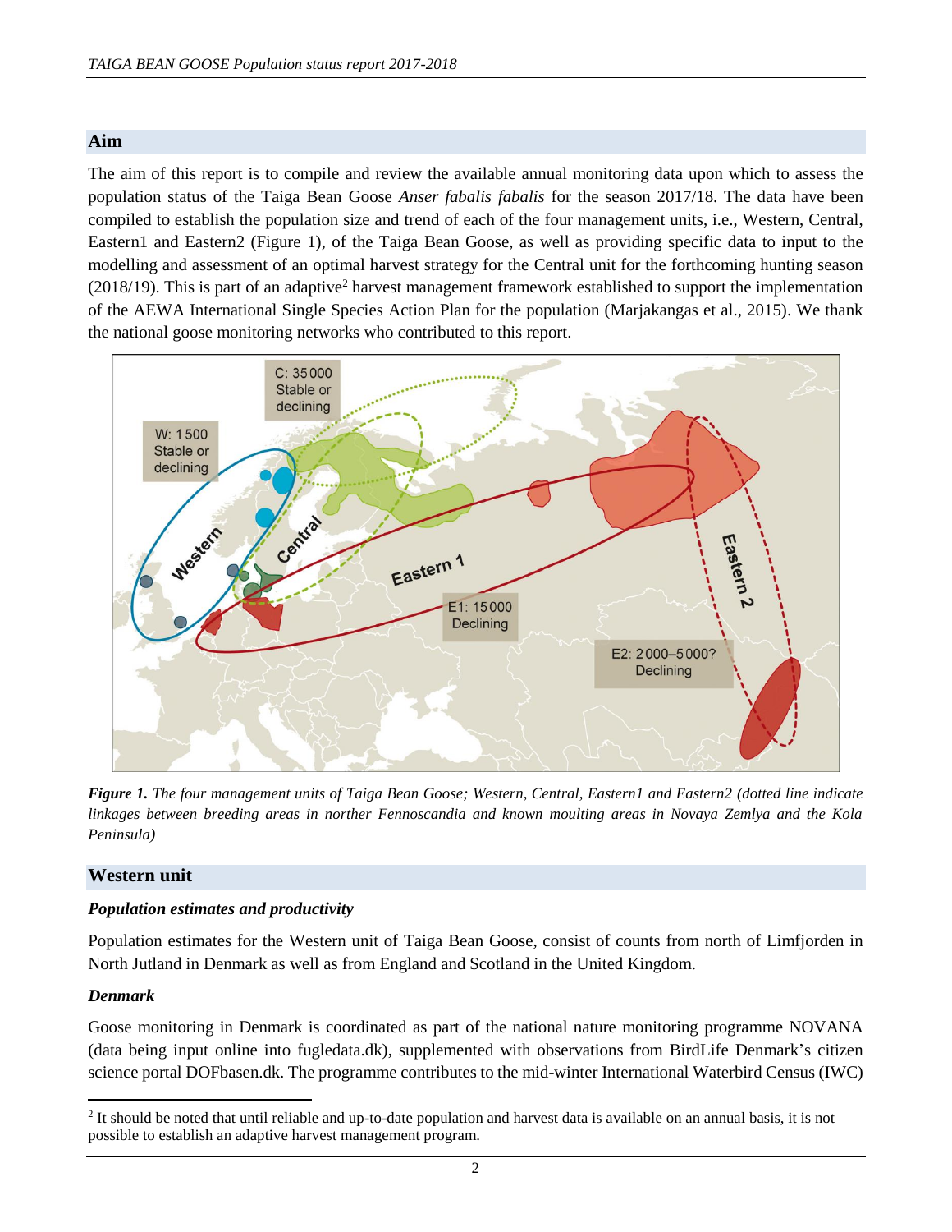## Aim

The aim of this report is to compile and review the available annual monitoring data upon which to assess the population status of the Taiga Bean Goose *Anser fabalis fabalis* for the season 2017/18. The data have been compiled to establish the population size and trend of each of the four management units, i.e., Western, Central, Eastern1 and Eastern2 (Figure 1), of the Taiga Bean Goose, as well as providing specific data to input to the modelling and assessment of an optimal harvest strategy for the Central unit for the forthcoming hunting season (2018/19). This is part of an adaptive[2] harvest management framework established to support the implementation of the AEWA International Single Species Action Plan for the population (Marjakangas et al., 2015). We thank the national goose monitoring networks who contributed to this report.

***Figure 1.*** *The four management units of Taiga Bean Goose; Western, Central, Eastern1 and Eastern2 (dotted line indicate linkages between breeding areas in norther Fennoscandia and known moulting areas in Novaya Zemlya and the Kola Peninsula)*

## Western unit

### *Population estimates and productivity*

Population estimates for the Western unit of Taiga Bean Goose, consist of counts from north of Limfjorden in North Jutland in Denmark as well as from England and Scotland in the United Kingdom.

### *Denmark*

Goose monitoring in Denmark is coordinated as part of the national nature monitoring programme NOVANA (data being input online into fugledata.dk), supplemented with observations from BirdLife Denmark's citizen science portal DOFbasen.dk. The programme contributes to the mid-winter International Waterbird Census (IWC)

[2] It should be noted that until reliable and up-to-date population and harvest data is available on an annual basis, it is not possible to establish an adaptive harvest management program.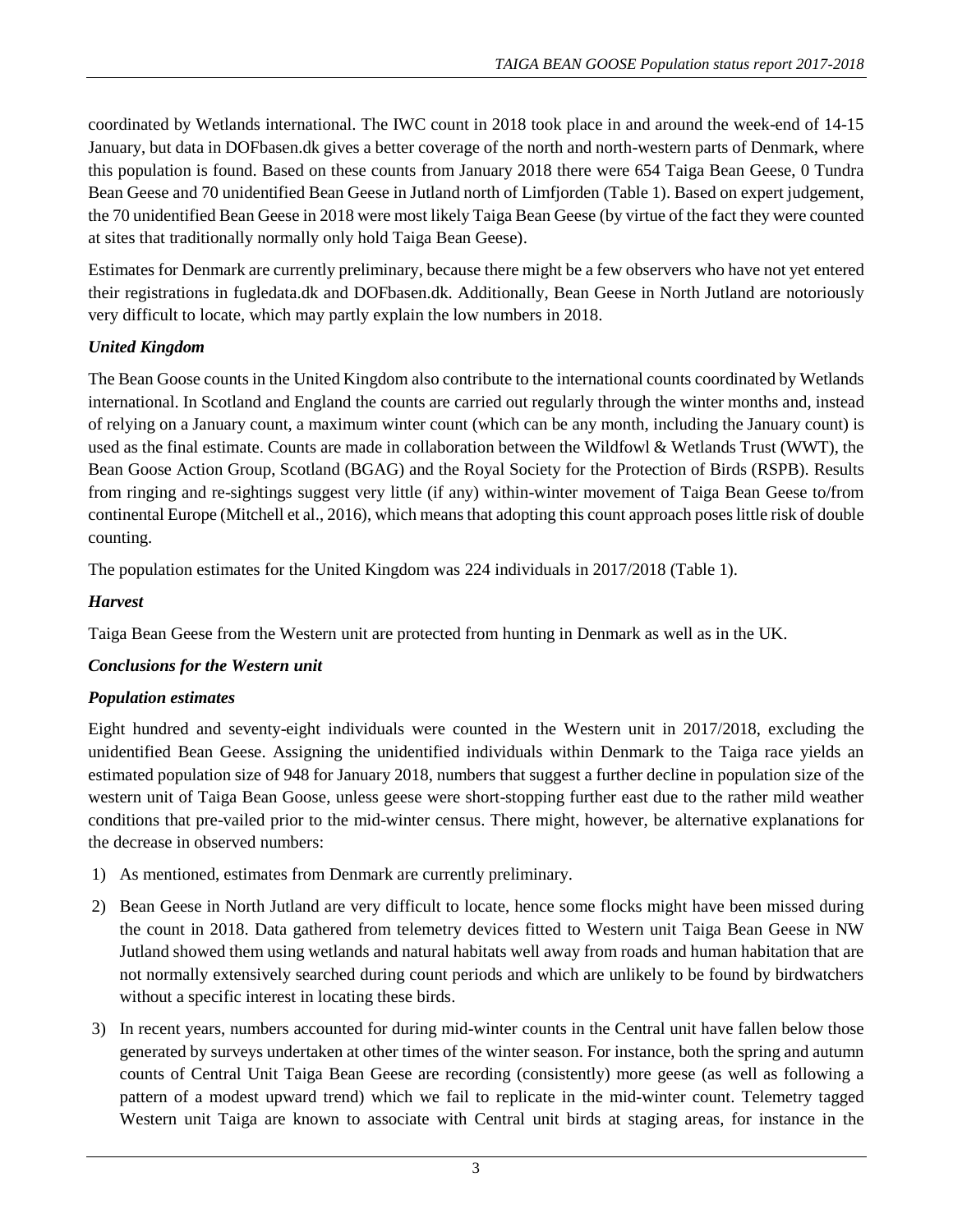coordinated by Wetlands international. The IWC count in 2018 took place in and around the week-end of 14-15 January, but data in DOFbasen.dk gives a better coverage of the north and north-western parts of Denmark, where this population is found. Based on these counts from January 2018 there were 654 Taiga Bean Geese, 0 Tundra Bean Geese and 70 unidentified Bean Geese in Jutland north of Limfjorden (Table 1). Based on expert judgement, the 70 unidentified Bean Geese in 2018 were most likely Taiga Bean Geese (by virtue of the fact they were counted at sites that traditionally normally only hold Taiga Bean Geese).

Estimates for Denmark are currently preliminary, because there might be a few observers who have not yet entered their registrations in fugledata.dk and DOFbasen.dk. Additionally, Bean Geese in North Jutland are notoriously very difficult to locate, which may partly explain the low numbers in 2018.

### *United Kingdom*

The Bean Goose counts in the United Kingdom also contribute to the international counts coordinated by Wetlands international. In Scotland and England the counts are carried out regularly through the winter months and, instead of relying on a January count, a maximum winter count (which can be any month, including the January count) is used as the final estimate. Counts are made in collaboration between the Wildfowl & Wetlands Trust (WWT), the Bean Goose Action Group, Scotland (BGAG) and the Royal Society for the Protection of Birds (RSPB). Results from ringing and re-sightings suggest very little (if any) within-winter movement of Taiga Bean Geese to/from continental Europe (Mitchell et al., 2016), which means that adopting this count approach poses little risk of double counting.

The population estimates for the United Kingdom was 224 individuals in 2017/2018 (Table 1).

### *Harvest*

Taiga Bean Geese from the Western unit are protected from hunting in Denmark as well as in the UK.

### *Conclusions for the Western unit*

### *Population estimates*

Eight hundred and seventy-eight individuals were counted in the Western unit in 2017/2018, excluding the unidentified Bean Geese. Assigning the unidentified individuals within Denmark to the Taiga race yields an estimated population size of 948 for January 2018, numbers that suggest a further decline in population size of the western unit of Taiga Bean Goose, unless geese were short-stopping further east due to the rather mild weather conditions that pre-vailed prior to the mid-winter census. There might, however, be alternative explanations for the decrease in observed numbers:

1) As mentioned, estimates from Denmark are currently preliminary.
2) Bean Geese in North Jutland are very difficult to locate, hence some flocks might have been missed during the count in 2018. Data gathered from telemetry devices fitted to Western unit Taiga Bean Geese in NW Jutland showed them using wetlands and natural habitats well away from roads and human habitation that are not normally extensively searched during count periods and which are unlikely to be found by birdwatchers without a specific interest in locating these birds.
3) In recent years, numbers accounted for during mid-winter counts in the Central unit have fallen below those generated by surveys undertaken at other times of the winter season. For instance, both the spring and autumn counts of Central Unit Taiga Bean Geese are recording (consistently) more geese (as well as following a pattern of a modest upward trend) which we fail to replicate in the mid-winter count. Telemetry tagged Western unit Taiga are known to associate with Central unit birds at staging areas, for instance in the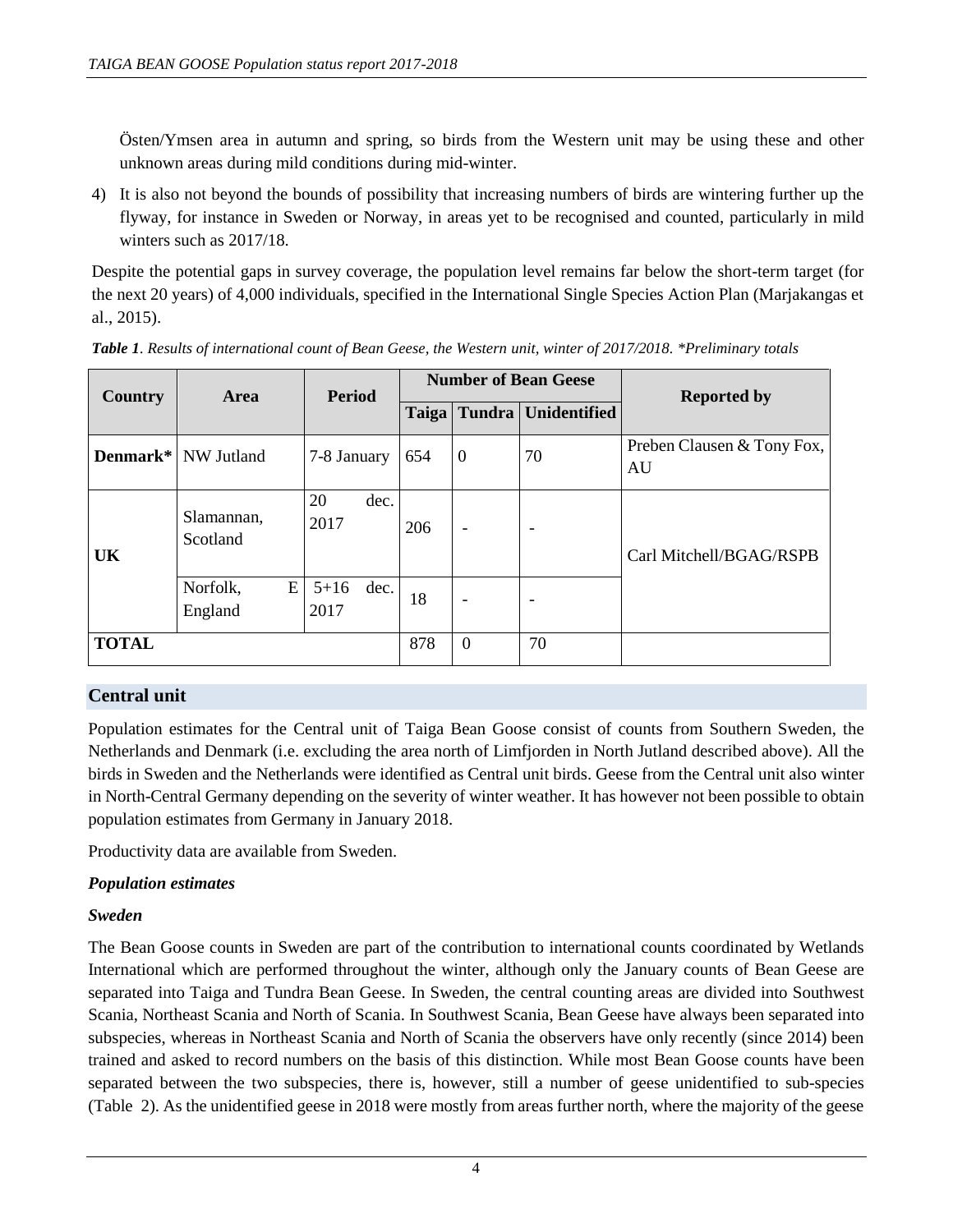Östen/Ymsen area in autumn and spring, so birds from the Western unit may be using these and other unknown areas during mild conditions during mid-winter.

4) It is also not beyond the bounds of possibility that increasing numbers of birds are wintering further up the flyway, for instance in Sweden or Norway, in areas yet to be recognised and counted, particularly in mild winters such as 2017/18.

Despite the potential gaps in survey coverage, the population level remains far below the short-term target (for the next 20 years) of 4,000 individuals, specified in the International Single Species Action Plan (Marjakangas et al., 2015).

***Table 1**. Results of international count of Bean Geese, the Western unit, winter of 2017/2018. \*Preliminary totals*

| Country | Area | Period | Number of Bean Geese | | | Reported by |
|---|---|---|---|---|---|---|
| | | | Taiga | Tundra | Unidentified | |
| **Denmark\*** | NW Jutland | 7-8 January | 654 | 0 | 70 | Preben Clausen & Tony Fox, AU |
| **UK** | Slamannan, Scotland | 20 dec. 2017 | 206 | - | - | Carl Mitchell/BGAG/RSPB |
| | Norfolk, E England | 5+16 dec. 2017 | 18 | - | - | |
| **TOTAL** | | | 878 | 0 | 70 | |

## Central unit

Population estimates for the Central unit of Taiga Bean Goose consist of counts from Southern Sweden, the Netherlands and Denmark (i.e. excluding the area north of Limfjorden in North Jutland described above). All the birds in Sweden and the Netherlands were identified as Central unit birds. Geese from the Central unit also winter in North-Central Germany depending on the severity of winter weather. It has however not been possible to obtain population estimates from Germany in January 2018.

Productivity data are available from Sweden.

### *Population estimates*

#### *Sweden*

The Bean Goose counts in Sweden are part of the contribution to international counts coordinated by Wetlands International which are performed throughout the winter, although only the January counts of Bean Geese are separated into Taiga and Tundra Bean Geese. In Sweden, the central counting areas are divided into Southwest Scania, Northeast Scania and North of Scania. In Southwest Scania, Bean Geese have always been separated into subspecies, whereas in Northeast Scania and North of Scania the observers have only recently (since 2014) been trained and asked to record numbers on the basis of this distinction. While most Bean Goose counts have been separated between the two subspecies, there is, however, still a number of geese unidentified to sub-species (Table 2). As the unidentified geese in 2018 were mostly from areas further north, where the majority of the geese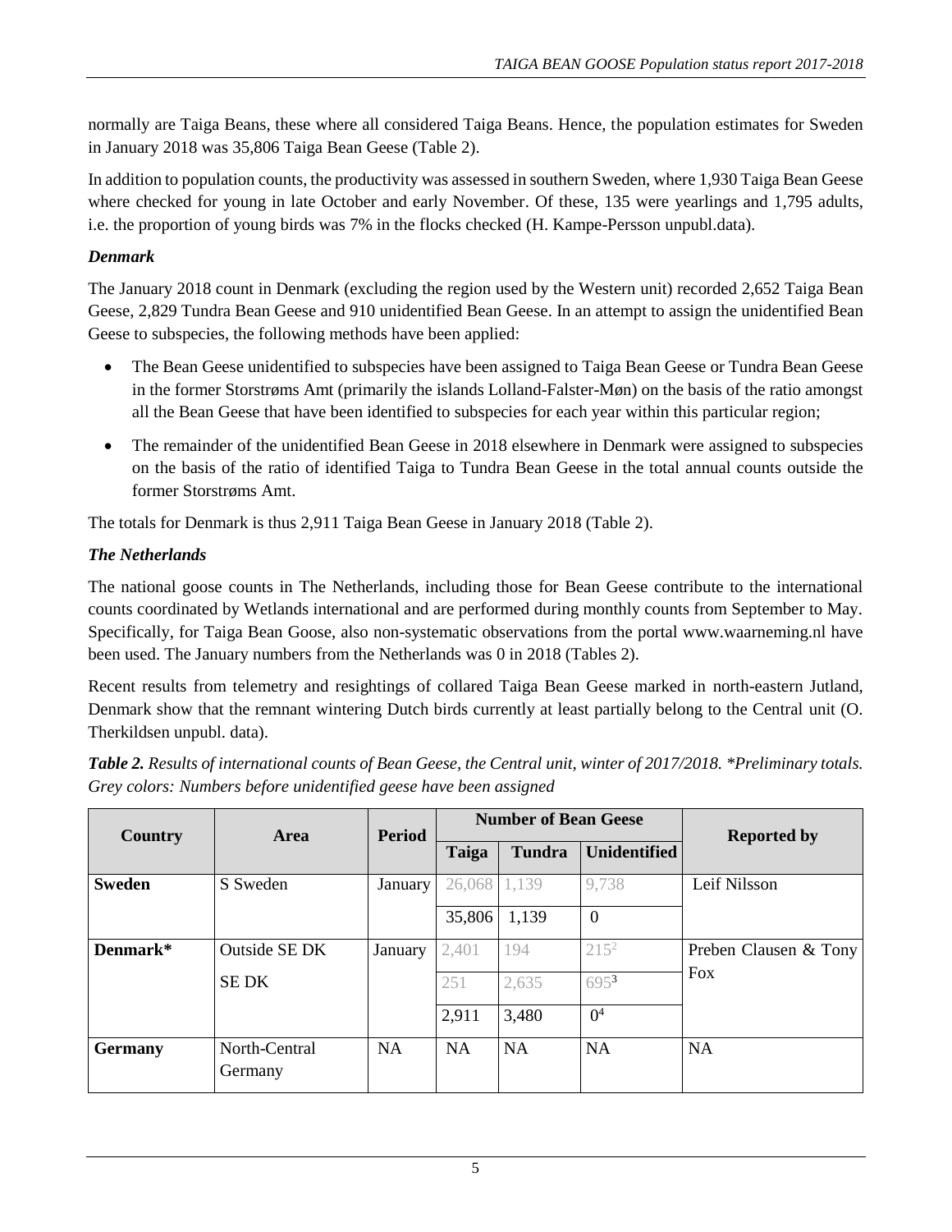normally are Taiga Beans, these where all considered Taiga Beans. Hence, the population estimates for Sweden in January 2018 was 35,806 Taiga Bean Geese (Table 2).

In addition to population counts, the productivity was assessed in southern Sweden, where 1,930 Taiga Bean Geese where checked for young in late October and early November. Of these, 135 were yearlings and 1,795 adults, i.e. the proportion of young birds was 7% in the flocks checked (H. Kampe-Persson unpubl.data).

### *Denmark*

The January 2018 count in Denmark (excluding the region used by the Western unit) recorded 2,652 Taiga Bean Geese, 2,829 Tundra Bean Geese and 910 unidentified Bean Geese. In an attempt to assign the unidentified Bean Geese to subspecies, the following methods have been applied:

- The Bean Geese unidentified to subspecies have been assigned to Taiga Bean Geese or Tundra Bean Geese in the former Storstrøms Amt (primarily the islands Lolland-Falster-Møn) on the basis of the ratio amongst all the Bean Geese that have been identified to subspecies for each year within this particular region;
- The remainder of the unidentified Bean Geese in 2018 elsewhere in Denmark were assigned to subspecies on the basis of the ratio of identified Taiga to Tundra Bean Geese in the total annual counts outside the former Storstrøms Amt.

The totals for Denmark is thus 2,911 Taiga Bean Geese in January 2018 (Table 2).

### *The Netherlands*

The national goose counts in The Netherlands, including those for Bean Geese contribute to the international counts coordinated by Wetlands international and are performed during monthly counts from September to May. Specifically, for Taiga Bean Goose, also non-systematic observations from the portal www.waarneming.nl have been used. The January numbers from the Netherlands was 0 in 2018 (Tables 2).

Recent results from telemetry and resightings of collared Taiga Bean Geese marked in north-eastern Jutland, Denmark show that the remnant wintering Dutch birds currently at least partially belong to the Central unit (O. Therkildsen unpubl. data).

***Table 2.*** *Results of international counts of Bean Geese, the Central unit, winter of 2017/2018. \*Preliminary totals. Grey colors: Numbers before unidentified geese have been assigned*

| Country | Area | Period | Number of Bean Geese | | | Reported by |
|---|---|---|---|---|---|---|
| | | | Taiga | Tundra | Unidentified | |
| **Sweden** | S Sweden | January | 26,068 | 1,139 | 9,738 | Leif Nilsson |
| | | | 35,806 | 1,139 | 0 | |
| **Denmark*** | Outside SE DK | January | 2,401 | 194 | 215[2] | Preben Clausen & Tony Fox |
| | SE DK | | 251 | 2,635 | 695[3] | |
| | | | 2,911 | 3,480 | 0[4] | |
| **Germany** | North-Central Germany | NA | NA | NA | NA | NA |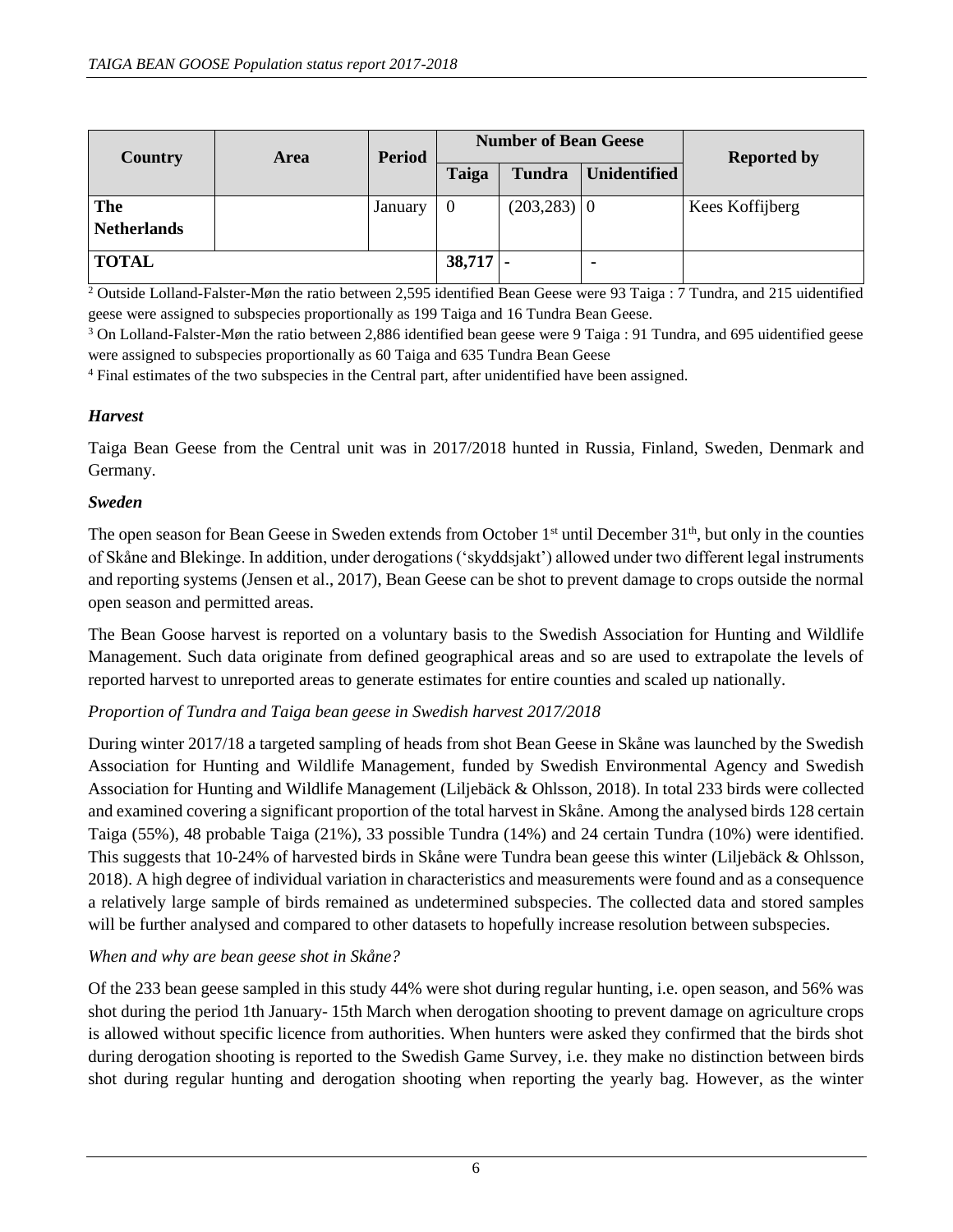| Country | Area | Period | Number of Bean Geese | | | Reported by |
|---|---|---|---|---|---|---|
| | | | Taiga | Tundra | Unidentified | |
| **The Netherlands** | | January | 0 | (203,283) | 0 | Kees Koffijberg |
| **TOTAL** | | | **38,717** | - | - | |

[2] Outside Lolland-Falster-Møn the ratio between 2,595 identified Bean Geese were 93 Taiga : 7 Tundra, and 215 uidentified geese were assigned to subspecies proportionally as 199 Taiga and 16 Tundra Bean Geese.

[3] On Lolland-Falster-Møn the ratio between 2,886 identified bean geese were 9 Taiga : 91 Tundra, and 695 uidentified geese were assigned to subspecies proportionally as 60 Taiga and 635 Tundra Bean Geese

[4] Final estimates of the two subspecies in the Central part, after unidentified have been assigned.

### *Harvest*

Taiga Bean Geese from the Central unit was in 2017/2018 hunted in Russia, Finland, Sweden, Denmark and Germany.

### *Sweden*

The open season for Bean Geese in Sweden extends from October 1st until December 31th, but only in the counties of Skåne and Blekinge. In addition, under derogations ('skyddsjakt') allowed under two different legal instruments and reporting systems (Jensen et al., 2017), Bean Geese can be shot to prevent damage to crops outside the normal open season and permitted areas.

The Bean Goose harvest is reported on a voluntary basis to the Swedish Association for Hunting and Wildlife Management. Such data originate from defined geographical areas and so are used to extrapolate the levels of reported harvest to unreported areas to generate estimates for entire counties and scaled up nationally.

*Proportion of Tundra and Taiga bean geese in Swedish harvest 2017/2018*

During winter 2017/18 a targeted sampling of heads from shot Bean Geese in Skåne was launched by the Swedish Association for Hunting and Wildlife Management, funded by Swedish Environmental Agency and Swedish Association for Hunting and Wildlife Management (Liljebäck & Ohlsson, 2018). In total 233 birds were collected and examined covering a significant proportion of the total harvest in Skåne. Among the analysed birds 128 certain Taiga (55%), 48 probable Taiga (21%), 33 possible Tundra (14%) and 24 certain Tundra (10%) were identified. This suggests that 10-24% of harvested birds in Skåne were Tundra bean geese this winter (Liljebäck & Ohlsson, 2018). A high degree of individual variation in characteristics and measurements were found and as a consequence a relatively large sample of birds remained as undetermined subspecies. The collected data and stored samples will be further analysed and compared to other datasets to hopefully increase resolution between subspecies.

*When and why are bean geese shot in Skåne?*

Of the 233 bean geese sampled in this study 44% were shot during regular hunting, i.e. open season, and 56% was shot during the period 1th January- 15th March when derogation shooting to prevent damage on agriculture crops is allowed without specific licence from authorities. When hunters were asked they confirmed that the birds shot during derogation shooting is reported to the Swedish Game Survey, i.e. they make no distinction between birds shot during regular hunting and derogation shooting when reporting the yearly bag. However, as the winter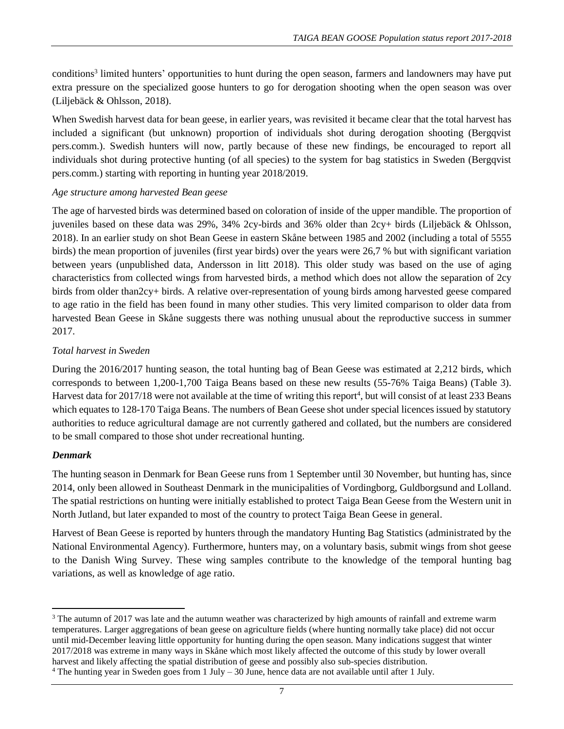conditions[3] limited hunters' opportunities to hunt during the open season, farmers and landowners may have put extra pressure on the specialized goose hunters to go for derogation shooting when the open season was over (Liljebäck & Ohlsson, 2018).

When Swedish harvest data for bean geese, in earlier years, was revisited it became clear that the total harvest has included a significant (but unknown) proportion of individuals shot during derogation shooting (Bergqvist pers.comm.). Swedish hunters will now, partly because of these new findings, be encouraged to report all individuals shot during protective hunting (of all species) to the system for bag statistics in Sweden (Bergqvist pers.comm.) starting with reporting in hunting year 2018/2019.

*Age structure among harvested Bean geese*

The age of harvested birds was determined based on coloration of inside of the upper mandible. The proportion of juveniles based on these data was 29%, 34% 2cy-birds and 36% older than 2cy+ birds (Liljebäck & Ohlsson, 2018). In an earlier study on shot Bean Geese in eastern Skåne between 1985 and 2002 (including a total of 5555 birds) the mean proportion of juveniles (first year birds) over the years were 26,7 % but with significant variation between years (unpublished data, Andersson in litt 2018). This older study was based on the use of aging characteristics from collected wings from harvested birds, a method which does not allow the separation of 2cy birds from older than2cy+ birds. A relative over-representation of young birds among harvested geese compared to age ratio in the field has been found in many other studies. This very limited comparison to older data from harvested Bean Geese in Skåne suggests there was nothing unusual about the reproductive success in summer 2017.

*Total harvest in Sweden*

During the 2016/2017 hunting season, the total hunting bag of Bean Geese was estimated at 2,212 birds, which corresponds to between 1,200-1,700 Taiga Beans based on these new results (55-76% Taiga Beans) (Table 3). Harvest data for 2017/18 were not available at the time of writing this report[4], but will consist of at least 233 Beans which equates to 128-170 Taiga Beans. The numbers of Bean Geese shot under special licences issued by statutory authorities to reduce agricultural damage are not currently gathered and collated, but the numbers are considered to be small compared to those shot under recreational hunting.

***Denmark***

The hunting season in Denmark for Bean Geese runs from 1 September until 30 November, but hunting has, since 2014, only been allowed in Southeast Denmark in the municipalities of Vordingborg, Guldborgsund and Lolland. The spatial restrictions on hunting were initially established to protect Taiga Bean Geese from the Western unit in North Jutland, but later expanded to most of the country to protect Taiga Bean Geese in general.

Harvest of Bean Geese is reported by hunters through the mandatory Hunting Bag Statistics (administrated by the National Environmental Agency). Furthermore, hunters may, on a voluntary basis, submit wings from shot geese to the Danish Wing Survey. These wing samples contribute to the knowledge of the temporal hunting bag variations, as well as knowledge of age ratio.

[3] The autumn of 2017 was late and the autumn weather was characterized by high amounts of rainfall and extreme warm temperatures. Larger aggregations of bean geese on agriculture fields (where hunting normally take place) did not occur until mid-December leaving little opportunity for hunting during the open season. Many indications suggest that winter 2017/2018 was extreme in many ways in Skåne which most likely affected the outcome of this study by lower overall harvest and likely affecting the spatial distribution of geese and possibly also sub-species distribution.

[4] The hunting year in Sweden goes from 1 July – 30 June, hence data are not available until after 1 July.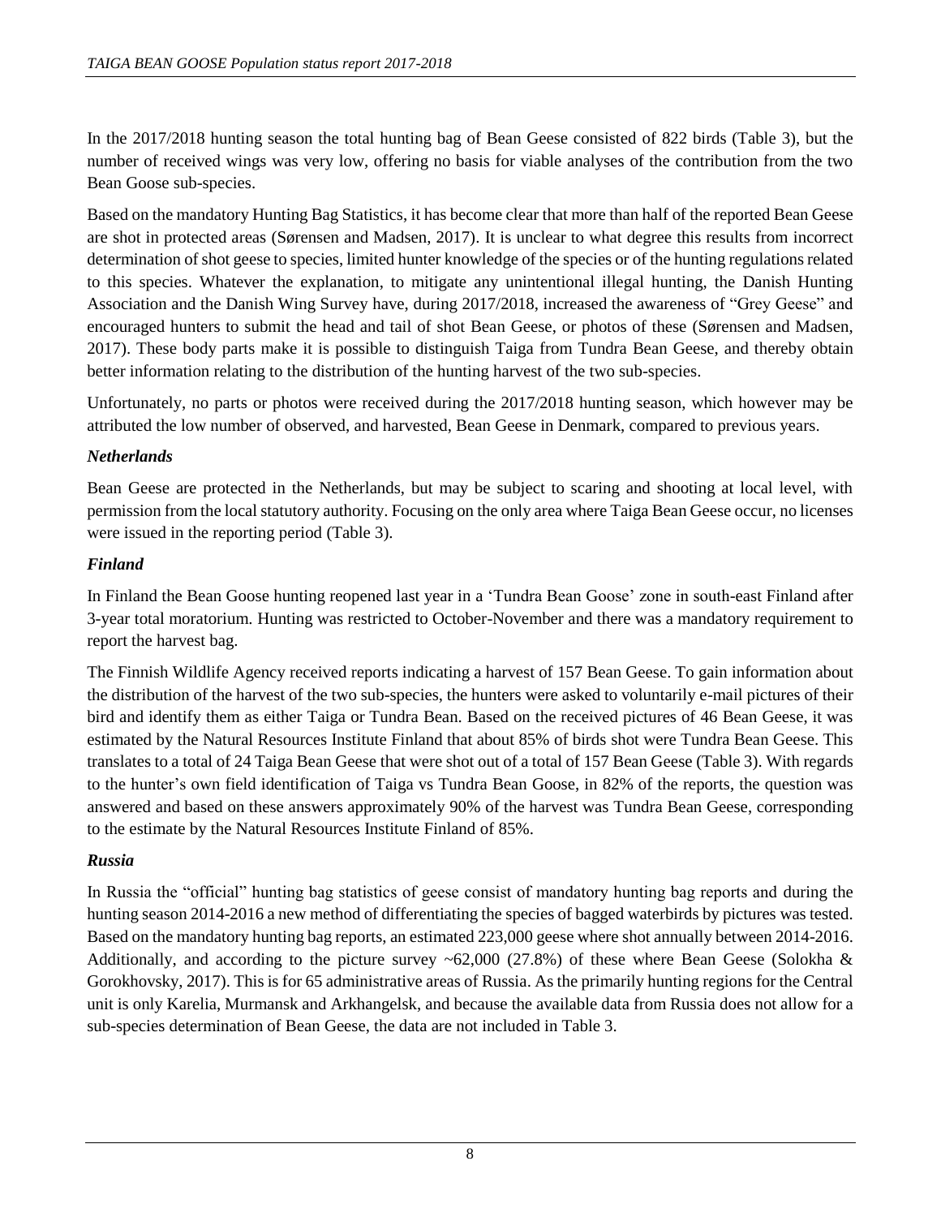In the 2017/2018 hunting season the total hunting bag of Bean Geese consisted of 822 birds (Table 3), but the number of received wings was very low, offering no basis for viable analyses of the contribution from the two Bean Goose sub-species.

Based on the mandatory Hunting Bag Statistics, it has become clear that more than half of the reported Bean Geese are shot in protected areas (Sørensen and Madsen, 2017). It is unclear to what degree this results from incorrect determination of shot geese to species, limited hunter knowledge of the species or of the hunting regulations related to this species. Whatever the explanation, to mitigate any unintentional illegal hunting, the Danish Hunting Association and the Danish Wing Survey have, during 2017/2018, increased the awareness of "Grey Geese" and encouraged hunters to submit the head and tail of shot Bean Geese, or photos of these (Sørensen and Madsen, 2017). These body parts make it is possible to distinguish Taiga from Tundra Bean Geese, and thereby obtain better information relating to the distribution of the hunting harvest of the two sub-species.

Unfortunately, no parts or photos were received during the 2017/2018 hunting season, which however may be attributed the low number of observed, and harvested, Bean Geese in Denmark, compared to previous years.

### *Netherlands*

Bean Geese are protected in the Netherlands, but may be subject to scaring and shooting at local level, with permission from the local statutory authority. Focusing on the only area where Taiga Bean Geese occur, no licenses were issued in the reporting period (Table 3).

### *Finland*

In Finland the Bean Goose hunting reopened last year in a 'Tundra Bean Goose' zone in south-east Finland after 3-year total moratorium. Hunting was restricted to October-November and there was a mandatory requirement to report the harvest bag.

The Finnish Wildlife Agency received reports indicating a harvest of 157 Bean Geese. To gain information about the distribution of the harvest of the two sub-species, the hunters were asked to voluntarily e-mail pictures of their bird and identify them as either Taiga or Tundra Bean. Based on the received pictures of 46 Bean Geese, it was estimated by the Natural Resources Institute Finland that about 85% of birds shot were Tundra Bean Geese. This translates to a total of 24 Taiga Bean Geese that were shot out of a total of 157 Bean Geese (Table 3). With regards to the hunter's own field identification of Taiga vs Tundra Bean Goose, in 82% of the reports, the question was answered and based on these answers approximately 90% of the harvest was Tundra Bean Geese, corresponding to the estimate by the Natural Resources Institute Finland of 85%.

### *Russia*

In Russia the "official" hunting bag statistics of geese consist of mandatory hunting bag reports and during the hunting season 2014-2016 a new method of differentiating the species of bagged waterbirds by pictures was tested. Based on the mandatory hunting bag reports, an estimated 223,000 geese where shot annually between 2014-2016. Additionally, and according to the picture survey ~62,000 (27.8%) of these where Bean Geese (Solokha & Gorokhovsky, 2017). This is for 65 administrative areas of Russia. As the primarily hunting regions for the Central unit is only Karelia, Murmansk and Arkhangelsk, and because the available data from Russia does not allow for a sub-species determination of Bean Geese, the data are not included in Table 3.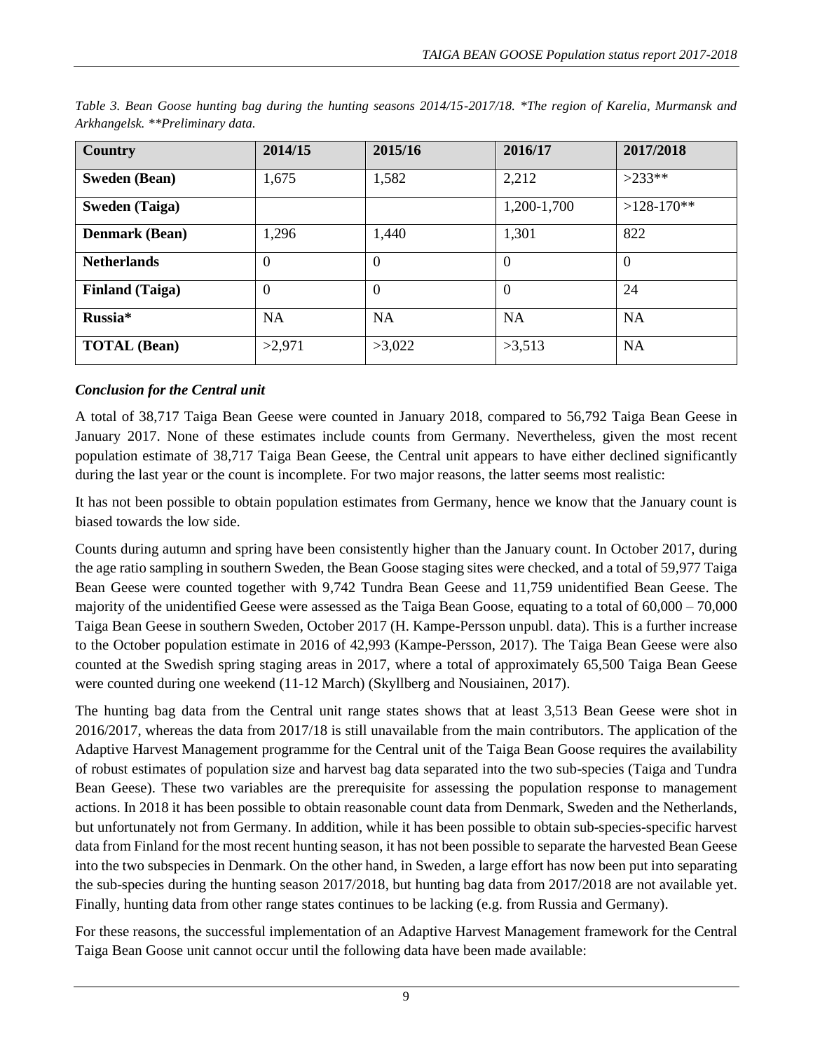*Table 3. Bean Goose hunting bag during the hunting seasons 2014/15-2017/18. *The region of Karelia, Murmansk and Arkhangelsk. **Preliminary data.*

| Country | 2014/15 | 2015/16 | 2016/17 | 2017/2018 |
|---|---|---|---|---|
| **Sweden (Bean)** | 1,675 | 1,582 | 2,212 | >233** |
| **Sweden (Taiga)** | | | 1,200-1,700 | >128-170** |
| **Denmark (Bean)** | 1,296 | 1,440 | 1,301 | 822 |
| **Netherlands** | 0 | 0 | 0 | 0 |
| **Finland (Taiga)** | 0 | 0 | 0 | 24 |
| **Russia*** | NA | NA | NA | NA |
| **TOTAL (Bean)** | >2,971 | >3,022 | >3,513 | NA |

### *Conclusion for the Central unit*

A total of 38,717 Taiga Bean Geese were counted in January 2018, compared to 56,792 Taiga Bean Geese in January 2017. None of these estimates include counts from Germany. Nevertheless, given the most recent population estimate of 38,717 Taiga Bean Geese, the Central unit appears to have either declined significantly during the last year or the count is incomplete. For two major reasons, the latter seems most realistic:

It has not been possible to obtain population estimates from Germany, hence we know that the January count is biased towards the low side.

Counts during autumn and spring have been consistently higher than the January count. In October 2017, during the age ratio sampling in southern Sweden, the Bean Goose staging sites were checked, and a total of 59,977 Taiga Bean Geese were counted together with 9,742 Tundra Bean Geese and 11,759 unidentified Bean Geese. The majority of the unidentified Geese were assessed as the Taiga Bean Goose, equating to a total of 60,000 – 70,000 Taiga Bean Geese in southern Sweden, October 2017 (H. Kampe-Persson unpubl. data). This is a further increase to the October population estimate in 2016 of 42,993 (Kampe-Persson, 2017). The Taiga Bean Geese were also counted at the Swedish spring staging areas in 2017, where a total of approximately 65,500 Taiga Bean Geese were counted during one weekend (11-12 March) (Skyllberg and Nousiainen, 2017).

The hunting bag data from the Central unit range states shows that at least 3,513 Bean Geese were shot in 2016/2017, whereas the data from 2017/18 is still unavailable from the main contributors. The application of the Adaptive Harvest Management programme for the Central unit of the Taiga Bean Goose requires the availability of robust estimates of population size and harvest bag data separated into the two sub-species (Taiga and Tundra Bean Geese). These two variables are the prerequisite for assessing the population response to management actions. In 2018 it has been possible to obtain reasonable count data from Denmark, Sweden and the Netherlands, but unfortunately not from Germany. In addition, while it has been possible to obtain sub-species-specific harvest data from Finland for the most recent hunting season, it has not been possible to separate the harvested Bean Geese into the two subspecies in Denmark. On the other hand, in Sweden, a large effort has now been put into separating the sub-species during the hunting season 2017/2018, but hunting bag data from 2017/2018 are not available yet. Finally, hunting data from other range states continues to be lacking (e.g. from Russia and Germany).

For these reasons, the successful implementation of an Adaptive Harvest Management framework for the Central Taiga Bean Goose unit cannot occur until the following data have been made available: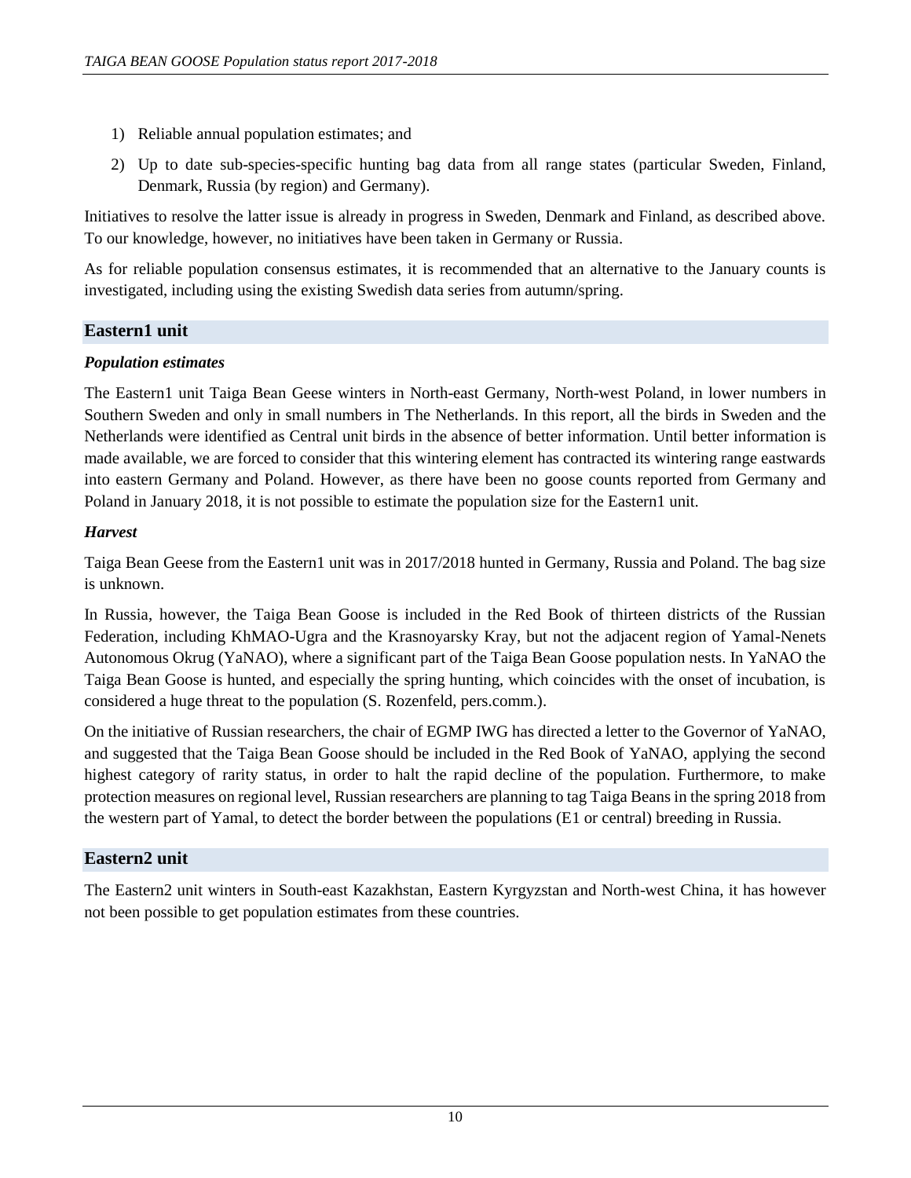1) Reliable annual population estimates; and
2) Up to date sub-species-specific hunting bag data from all range states (particular Sweden, Finland, Denmark, Russia (by region) and Germany).

Initiatives to resolve the latter issue is already in progress in Sweden, Denmark and Finland, as described above. To our knowledge, however, no initiatives have been taken in Germany or Russia.

As for reliable population consensus estimates, it is recommended that an alternative to the January counts is investigated, including using the existing Swedish data series from autumn/spring.

## Eastern1 unit

### *Population estimates*

The Eastern1 unit Taiga Bean Geese winters in North-east Germany, North-west Poland, in lower numbers in Southern Sweden and only in small numbers in The Netherlands. In this report, all the birds in Sweden and the Netherlands were identified as Central unit birds in the absence of better information. Until better information is made available, we are forced to consider that this wintering element has contracted its wintering range eastwards into eastern Germany and Poland. However, as there have been no goose counts reported from Germany and Poland in January 2018, it is not possible to estimate the population size for the Eastern1 unit.

### *Harvest*

Taiga Bean Geese from the Eastern1 unit was in 2017/2018 hunted in Germany, Russia and Poland. The bag size is unknown.

In Russia, however, the Taiga Bean Goose is included in the Red Book of thirteen districts of the Russian Federation, including KhMAO-Ugra and the Krasnoyarsky Kray, but not the adjacent region of Yamal-Nenets Autonomous Okrug (YaNAO), where a significant part of the Taiga Bean Goose population nests. In YaNAO the Taiga Bean Goose is hunted, and especially the spring hunting, which coincides with the onset of incubation, is considered a huge threat to the population (S. Rozenfeld, pers.comm.).

On the initiative of Russian researchers, the chair of EGMP IWG has directed a letter to the Governor of YaNAO, and suggested that the Taiga Bean Goose should be included in the Red Book of YaNAO, applying the second highest category of rarity status, in order to halt the rapid decline of the population. Furthermore, to make protection measures on regional level, Russian researchers are planning to tag Taiga Beans in the spring 2018 from the western part of Yamal, to detect the border between the populations (E1 or central) breeding in Russia.

## Eastern2 unit

The Eastern2 unit winters in South-east Kazakhstan, Eastern Kyrgyzstan and North-west China, it has however not been possible to get population estimates from these countries.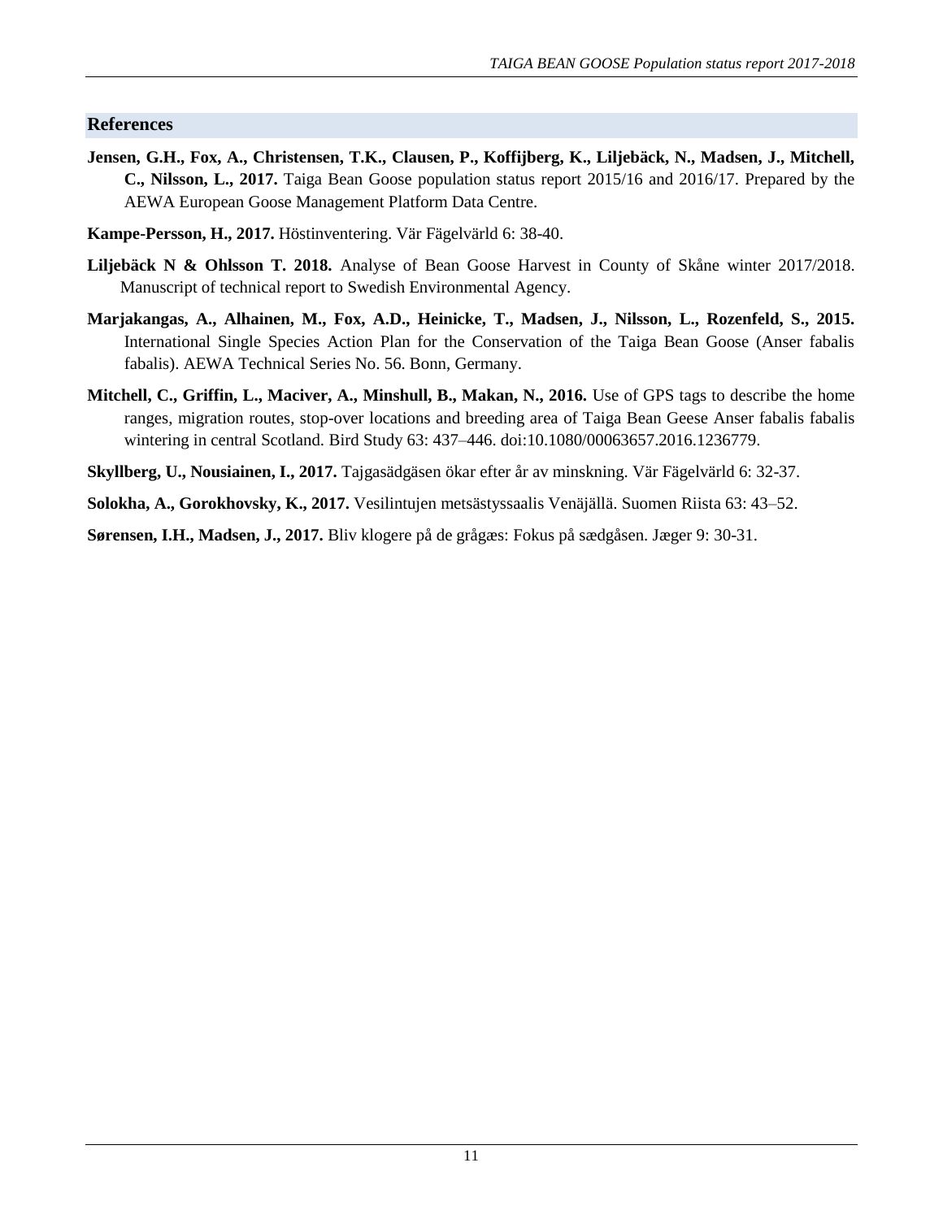## References

**Jensen, G.H., Fox, A., Christensen, T.K., Clausen, P., Koffijberg, K., Liljebäck, N., Madsen, J., Mitchell, C., Nilsson, L., 2017.** Taiga Bean Goose population status report 2015/16 and 2016/17. Prepared by the AEWA European Goose Management Platform Data Centre.

**Kampe-Persson, H., 2017.** Höstinventering. Vär Fägelvärld 6: 38-40.

**Liljebäck N & Ohlsson T. 2018.** Analyse of Bean Goose Harvest in County of Skåne winter 2017/2018. Manuscript of technical report to Swedish Environmental Agency.

**Marjakangas, A., Alhainen, M., Fox, A.D., Heinicke, T., Madsen, J., Nilsson, L., Rozenfeld, S., 2015.** International Single Species Action Plan for the Conservation of the Taiga Bean Goose (Anser fabalis fabalis). AEWA Technical Series No. 56. Bonn, Germany.

**Mitchell, C., Griffin, L., Maciver, A., Minshull, B., Makan, N., 2016.** Use of GPS tags to describe the home ranges, migration routes, stop-over locations and breeding area of Taiga Bean Geese Anser fabalis fabalis wintering in central Scotland. Bird Study 63: 437–446. doi:10.1080/00063657.2016.1236779.

**Skyllberg, U., Nousiainen, I., 2017.** Tajgasädgäsen ökar efter år av minskning. Vär Fägelvärld 6: 32-37.

**Solokha, A., Gorokhovsky, K., 2017.** Vesilintujen metsästyssaalis Venäjällä. Suomen Riista 63: 43–52.

**Sørensen, I.H., Madsen, J., 2017.** Bliv klogere på de grågæs: Fokus på sædgåsen. Jæger 9: 30-31.